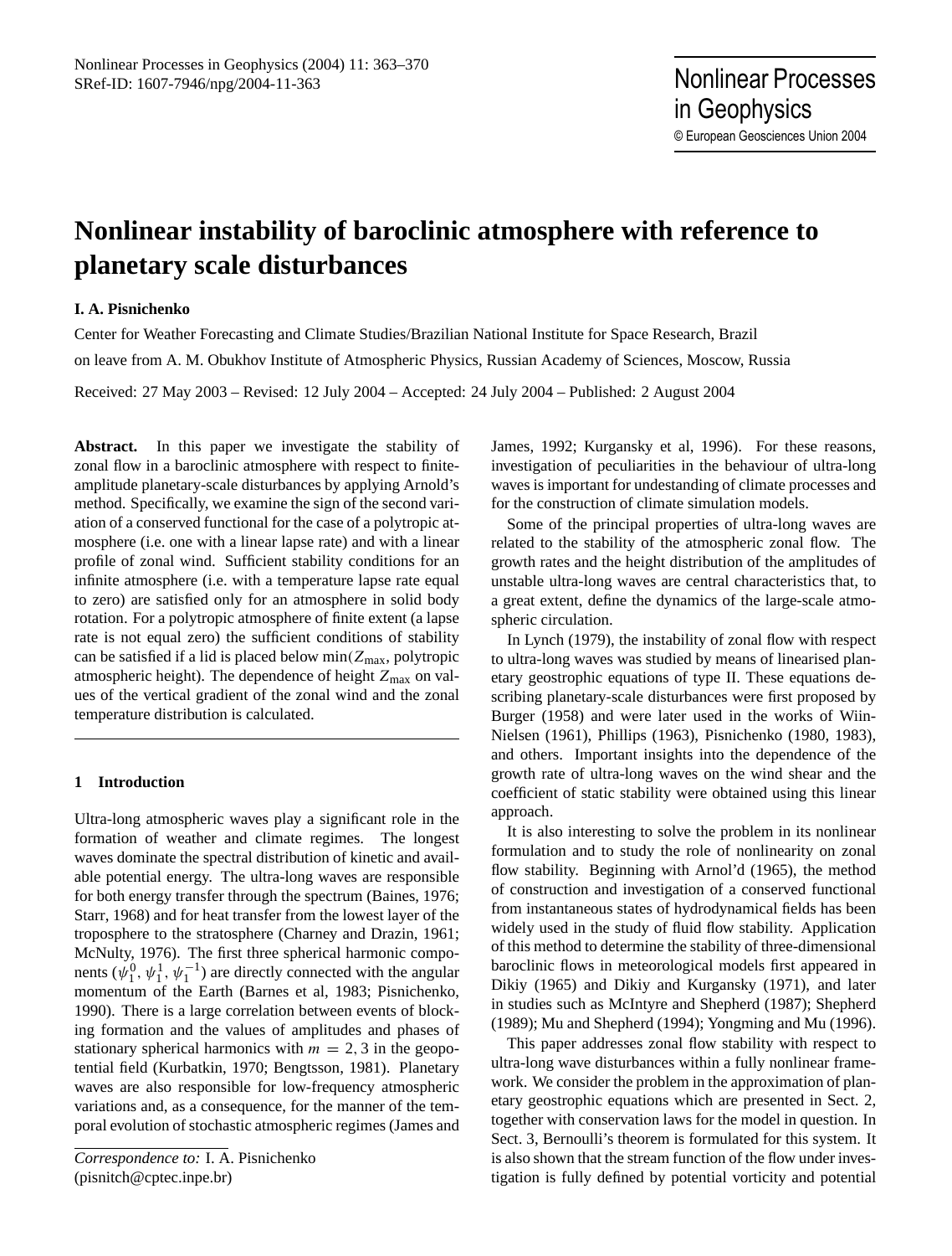# Nonlinear instability of baroclinic atmosphere with reference to planetary scale disturbances

**I. A. Pisnichenko**

Center for Weather Forecasting and Climate Studies/Brazilian National Institute for Space Research, Brazil

on leave from A. M. Obukhov Institute of Atmospheric Physics, Russian Academy of Sciences, Moscow, Russia

Received: 27 May 2003 – Revised: 12 July 2004 – Accepted: 24 July 2004 – Published: 2 August 2004

**Abstract.** In this paper we investigate the stability of zonal flow in a baroclinic atmosphere with respect to finite-amplitude planetary-scale disturbances by applying Arnold's method. Specifically, we examine the sign of the second variation of a conserved functional for the case of a polytropic atmosphere (i.e. one with a linear lapse rate) and with a linear profile of zonal wind. Sufficient stability conditions for an infinite atmosphere (i.e. with a temperature lapse rate equal to zero) are satisfied only for an atmosphere in solid body rotation. For a polytropic atmosphere of finite extent (a lapse rate is not equal zero) the sufficient conditions of stability can be satisfied if a lid is placed below min($Z_{\max}$, polytropic atmospheric height). The dependence of height $Z_{\max}$ on values of the vertical gradient of the zonal wind and the zonal temperature distribution is calculated.

## 1 Introduction

Ultra-long atmospheric waves play a significant role in the formation of weather and climate regimes. The longest waves dominate the spectral distribution of kinetic and available potential energy. The ultra-long waves are responsible for both energy transfer through the spectrum (Baines, 1976; Starr, 1968) and for heat transfer from the lowest layer of the troposphere to the stratosphere (Charney and Drazin, 1961; McNulty, 1976). The first three spherical harmonic components ($\psi_1^0$, $\psi_1^1$, $\psi_1^{-1}$) are directly connected with the angular momentum of the Earth (Barnes et al, 1983; Pisnichenko, 1990). There is a large correlation between events of blocking formation and the values of amplitudes and phases of stationary spherical harmonics with $m = 2, 3$ in the geopotential field (Kurbatkin, 1970; Bengtsson, 1981). Planetary waves are also responsible for low-frequency atmospheric variations and, as a consequence, for the manner of the temporal evolution of stochastic atmospheric regimes (James and James, 1992; Kurgansky et al, 1996). For these reasons, investigation of peculiarities in the behaviour of ultra-long waves is important for undestanding of climate processes and for the construction of climate simulation models.

Some of the principal properties of ultra-long waves are related to the stability of the atmospheric zonal flow. The growth rates and the height distribution of the amplitudes of unstable ultra-long waves are central characteristics that, to a great extent, define the dynamics of the large-scale atmospheric circulation.

In Lynch (1979), the instability of zonal flow with respect to ultra-long waves was studied by means of linearised planetary geostrophic equations of type II. These equations describing planetary-scale disturbances were first proposed by Burger (1958) and were later used in the works of Wiin-Nielsen (1961), Phillips (1963), Pisnichenko (1980, 1983), and others. Important insights into the dependence of the growth rate of ultra-long waves on the wind shear and the coefficient of static stability were obtained using this linear approach.

It is also interesting to solve the problem in its nonlinear formulation and to study the role of nonlinearity on zonal flow stability. Beginning with Arnol'd (1965), the method of construction and investigation of a conserved functional from instantaneous states of hydrodynamical fields has been widely used in the study of fluid flow stability. Application of this method to determine the stability of three-dimensional baroclinic flows in meteorological models first appeared in Dikiy (1965) and Dikiy and Kurgansky (1971), and later in studies such as McIntyre and Shepherd (1987); Shepherd (1989); Mu and Shepherd (1994); Yongming and Mu (1996).

This paper addresses zonal flow stability with respect to ultra-long wave disturbances within a fully nonlinear framework. We consider the problem in the approximation of planetary geostrophic equations which are presented in Sect. 2, together with conservation laws for the model in question. In Sect. 3, Bernoulli's theorem is formulated for this system. It is also shown that the stream function of the flow under investigation is fully defined by potential vorticity and potential

*Correspondence to:* I. A. Pisnichenko (pisnitch@cptec.inpe.br)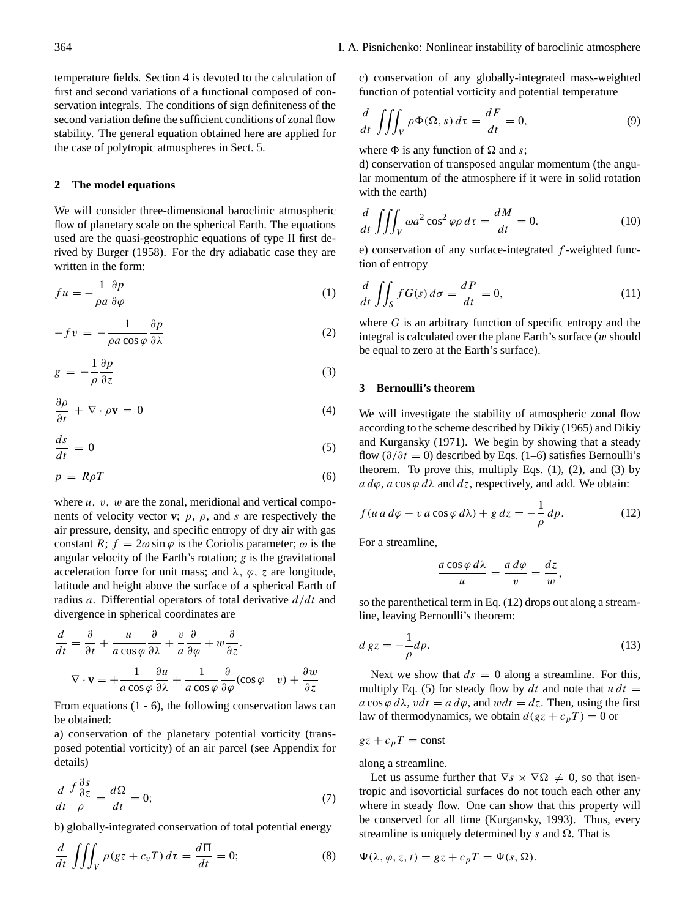temperature fields. Section 4 is devoted to the calculation of first and second variations of a functional composed of conservation integrals. The conditions of sign definiteness of the second variation define the sufficient conditions of zonal flow stability. The general equation obtained here are applied for the case of polytropic atmospheres in Sect. 5.

## 2 The model equations

We will consider three-dimensional baroclinic atmospheric flow of planetary scale on the spherical Earth. The equations used are the quasi-geostrophic equations of type II first derived by Burger (1958). For the dry adiabatic case they are written in the form:

$$fu = -\frac{1}{\rho a}\frac{\partial p}{\partial \varphi} \tag{1}$$

$$-fv = -\frac{1}{\rho a \cos\varphi}\frac{\partial p}{\partial \lambda} \tag{2}$$

$$g = -\frac{1}{\rho}\frac{\partial p}{\partial z} \tag{3}$$

$$\frac{\partial \rho}{\partial t} + \nabla \cdot \rho \mathbf{v} = 0 \tag{4}$$

$$\frac{ds}{dt} = 0 \tag{5}$$

$$p = R\rho T \tag{6}$$

where $u, v, w$ are the zonal, meridional and vertical components of velocity vector $\mathbf{v}$; $p$, $\rho$, and $s$ are respectively the air pressure, density, and specific entropy of dry air with gas constant $R$; $f = 2\omega \sin\varphi$ is the Coriolis parameter; $\omega$ is the angular velocity of the Earth's rotation; $g$ is the gravitational acceleration force for unit mass; and $\lambda$, $\varphi$, $z$ are longitude, latitude and height above the surface of a spherical Earth of radius $a$. Differential operators of total derivative $d/dt$ and divergence in spherical coordinates are

$$\frac{d}{dt} = \frac{\partial}{\partial t} + \frac{u}{a\cos\varphi}\frac{\partial}{\partial \lambda} + \frac{v}{a}\frac{\partial}{\partial \varphi} + w\frac{\partial}{\partial z}.$$

$$\nabla \cdot \mathbf{v} = +\frac{1}{a\cos\varphi}\frac{\partial u}{\partial \lambda} + \frac{1}{a\cos\varphi}\frac{\partial}{\partial \varphi}(\cos\varphi \quad v) + \frac{\partial w}{\partial z}$$

From equations (1 - 6), the following conservation laws can be obtained:

a) conservation of the planetary potential vorticity (transposed potential vorticity) of an air parcel (see Appendix for details)

$$\frac{d}{dt}\frac{f\frac{\partial s}{\partial z}}{\rho} = \frac{d\Omega}{dt} = 0; \tag{7}$$

b) globally-integrated conservation of total potential energy

$$\frac{d}{dt}\iiint_V \rho(gz + c_v T)\, d\tau = \frac{d\Pi}{dt} = 0; \tag{8}$$

c) conservation of any globally-integrated mass-weighted function of potential vorticity and potential temperature

$$\frac{d}{dt}\iiint_V \rho\Phi(\Omega, s)\, d\tau = \frac{dF}{dt} = 0, \tag{9}$$

where $\Phi$ is any function of $\Omega$ and $s$;

d) conservation of transposed angular momentum (the angular momentum of the atmosphere if it were in solid rotation with the earth)

$$\frac{d}{dt}\iiint_V \omega a^2 \cos^2\varphi \rho\, d\tau = \frac{dM}{dt} = 0. \tag{10}$$

e) conservation of any surface-integrated $f$-weighted function of entropy

$$\frac{d}{dt}\iint_S fG(s)\, d\sigma = \frac{dP}{dt} = 0, \tag{11}$$

where $G$ is an arbitrary function of specific entropy and the integral is calculated over the plane Earth's surface ($w$ should be equal to zero at the Earth's surface).

## 3 Bernoulli's theorem

We will investigate the stability of atmospheric zonal flow according to the scheme described by Dikiy (1965) and Dikiy and Kurgansky (1971). We begin by showing that a steady flow ($\partial/\partial t = 0$) described by Eqs. (1–6) satisfies Bernoulli's theorem. To prove this, multiply Eqs. (1), (2), and (3) by $a\, d\varphi$, $a\cos\varphi\, d\lambda$ and $dz$, respectively, and add. We obtain:

$$f(u\, a\, d\varphi - v\, a\cos\varphi\, d\lambda) + g\, dz = -\frac{1}{\rho}dp. \tag{12}$$

For a streamline,

$$\frac{a\cos\varphi\, d\lambda}{u} = \frac{a\, d\varphi}{v} = \frac{dz}{w},$$

so the parenthetical term in Eq. (12) drops out along a streamline, leaving Bernoulli's theorem:

$$d\, gz = -\frac{1}{\rho}dp. \tag{13}$$

Next we show that $ds = 0$ along a streamline. For this, multiply Eq. (5) for steady flow by $dt$ and note that $u\, dt = a\cos\varphi\, d\lambda$, $v dt = a\, d\varphi$, and $w dt = dz$. Then, using the first law of thermodynamics, we obtain $d(gz + c_p T) = 0$ or

$$gz + c_p T = \text{const}$$

along a streamline.

Let us assume further that $\nabla s \times \nabla\Omega \neq 0$, so that isentropic and isovorticial surfaces do not touch each other any where in steady flow. One can show that this property will be conserved for all time (Kurgansky, 1993). Thus, every streamline is uniquely determined by $s$ and $\Omega$. That is

$$\Psi(\lambda, \varphi, z, t) = gz + c_p T = \Psi(s, \Omega).$$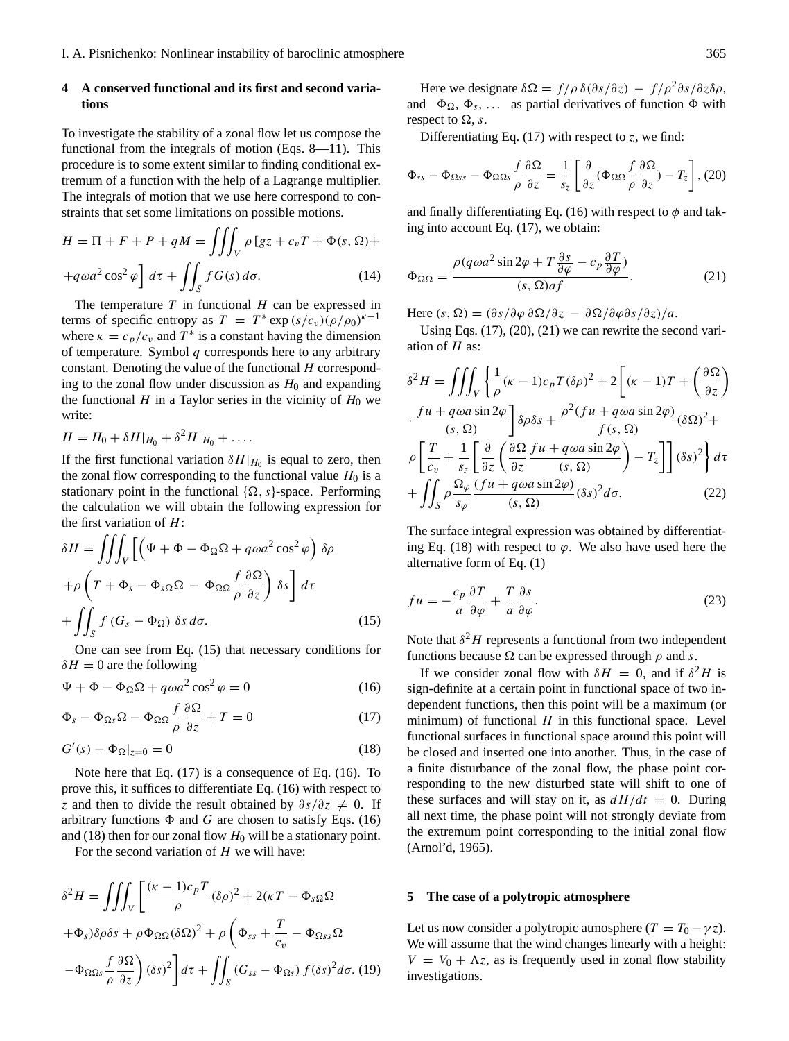## 4 A conserved functional and its first and second variations

To investigate the stability of a zonal flow let us compose the functional from the integrals of motion (Eqs. 8—11). This procedure is to some extent similar to finding conditional extremum of a function with the help of a Lagrange multiplier. The integrals of motion that we use here correspond to constraints that set some limitations on possible motions.

$$H = \Pi + F + P + qM = \iiint_V \rho \left[ gz + c_v T + \Phi(s,\Omega) + \right.$$
$$\left. + q\omega a^2 \cos^2\varphi \right] d\tau + \iint_S f G(s)\, d\sigma. \tag{14}$$

The temperature $T$ in functional $H$ can be expressed in terms of specific entropy as $T = T^* \exp(s/c_v)(\rho/\rho_0)^{\kappa-1}$ where $\kappa = c_p/c_v$ and $T^*$ is a constant having the dimension of temperature. Symbol $q$ corresponds here to any arbitrary constant. Denoting the value of the functional $H$ corresponding to the zonal flow under discussion as $H_0$ and expanding the functional $H$ in a Taylor series in the vicinity of $H_0$ we write:

$$H = H_0 + \delta H|_{H_0} + \delta^2 H|_{H_0} + \ldots .$$

If the first functional variation $\delta H|_{H_0}$ is equal to zero, then the zonal flow corresponding to the functional value $H_0$ is a stationary point in the functional $\{\Omega, s\}$-space. Performing the calculation we will obtain the following expression for the first variation of $H$:

$$\delta H = \iiint_V \left[ \left( \Psi + \Phi - \Phi_\Omega \Omega + q\omega a^2 \cos^2\varphi \right) \delta\rho \right.$$
$$\left. + \rho \left( T + \Phi_s - \Phi_{s\Omega}\Omega - \Phi_{\Omega\Omega} \frac{f}{\rho} \frac{\partial \Omega}{\partial z} \right) \delta s \right] d\tau$$
$$+ \iint_S f\,(G_s - \Phi_\Omega)\; \delta s\, d\sigma. \tag{15}$$

One can see from Eq. (15) that necessary conditions for $\delta H = 0$ are the following

$$\Psi + \Phi - \Phi_\Omega \Omega + q\omega a^2 \cos^2\varphi = 0 \tag{16}$$

$$\Phi_s - \Phi_{\Omega s}\Omega - \Phi_{\Omega\Omega} \frac{f}{\rho} \frac{\partial \Omega}{\partial z} + T = 0 \tag{17}$$

$$G'(s) - \Phi_\Omega|_{z=0} = 0 \tag{18}$$

Note here that Eq. (17) is a consequence of Eq. (16). To prove this, it suffices to differentiate Eq. (16) with respect to $z$ and then to divide the result obtained by $\partial s/\partial z \neq 0$. If arbitrary functions $\Phi$ and $G$ are chosen to satisfy Eqs. (16) and (18) then for our zonal flow $H_0$ will be a stationary point.

For the second variation of $H$ we will have:

$$\delta^2 H = \iiint_V \left[ \frac{(\kappa-1)c_p T}{\rho} (\delta\rho)^2 + 2(\kappa T - \Phi_{s\Omega}\Omega \right.$$
$$+ \Phi_s)\delta\rho\delta s + \rho \Phi_{\Omega\Omega}(\delta\Omega)^2 + \rho \left( \Phi_{ss} + \frac{T}{c_v} - \Phi_{\Omega ss}\Omega \right.$$
$$\left. \left. - \Phi_{\Omega\Omega s} \frac{f}{\rho} \frac{\partial \Omega}{\partial z} \right) (\delta s)^2 \right] d\tau + \iint_S (G_{ss} - \Phi_{\Omega s})\, f(\delta s)^2 d\sigma. \tag{19}$$

Here we designate $\delta\Omega = f/\rho\, \delta(\partial s/\partial z) - f/\rho^2 \partial s/\partial z \delta\rho$, and $\Phi_\Omega$, $\Phi_s$, ... as partial derivatives of function $\Phi$ with respect to $\Omega$, $s$.

Differentiating Eq. (17) with respect to $z$, we find:

$$\Phi_{ss} - \Phi_{\Omega ss} - \Phi_{\Omega\Omega s} \frac{f}{\rho} \frac{\partial \Omega}{\partial z} = \frac{1}{s_z} \left[ \frac{\partial}{\partial z} (\Phi_{\Omega\Omega} \frac{f}{\rho} \frac{\partial \Omega}{\partial z}) - T_z \right], \tag{20}$$

and finally differentiating Eq. (16) with respect to $\phi$ and taking into account Eq. (17), we obtain:

$$\Phi_{\Omega\Omega} = \frac{\rho(q\omega a^2 \sin 2\varphi + T \frac{\partial s}{\partial \varphi} - c_p \frac{\partial T}{\partial \varphi})}{(s,\Omega) a f}. \tag{21}$$

Here $(s,\Omega) = (\partial s/\partial\varphi\, \partial\Omega/\partial z - \partial\Omega/\partial\varphi \partial s/\partial z)/a$.

Using Eqs. (17), (20), (21) we can rewrite the second variation of $H$ as:

$$\delta^2 H = \iiint_V \left\{ \frac{1}{\rho}(\kappa-1)c_p T(\delta\rho)^2 + 2\left[ (\kappa-1)T + \left( \frac{\partial \Omega}{\partial z} \right) \right. \right.$$
$$\left. \cdot \frac{fu + q\omega a \sin 2\varphi}{(s,\Omega)} \right] \delta\rho\delta s + \frac{\rho^2(fu + q\omega a \sin 2\varphi)}{f(s,\Omega)} (\delta\Omega)^2 +$$
$$\left. \rho\left[ \frac{T}{c_v} + \frac{1}{s_z} \left[ \frac{\partial}{\partial z} \left( \frac{\partial \Omega}{\partial z} \frac{fu + q\omega a \sin 2\varphi}{(s,\Omega)} \right) - T_z \right] \right] (\delta s)^2 \right\} d\tau$$
$$+ \iint_S \rho \frac{\Omega_\varphi}{s_\varphi} \frac{(fu + q\omega a \sin 2\varphi)}{(s,\Omega)} (\delta s)^2 d\sigma. \tag{22}$$

The surface integral expression was obtained by differentiating Eq. (18) with respect to $\varphi$. We also have used here the alternative form of Eq. (1)

$$fu = -\frac{c_p}{a} \frac{\partial T}{\partial \varphi} + \frac{T}{a} \frac{\partial s}{\partial \varphi}. \tag{23}$$

Note that $\delta^2 H$ represents a functional from two independent functions because $\Omega$ can be expressed through $\rho$ and $s$.

If we consider zonal flow with $\delta H = 0$, and if $\delta^2 H$ is sign-definite at a certain point in functional space of two independent functions, then this point will be a maximum (or minimum) of functional $H$ in this functional space. Level functional surfaces in functional space around this point will be closed and inserted one into another. Thus, in the case of a finite disturbance of the zonal flow, the phase point corresponding to the new disturbed state will shift to one of these surfaces and will stay on it, as $dH/dt = 0$. During all next time, the phase point will not strongly deviate from the extremum point corresponding to the initial zonal flow (Arnol'd, 1965).

## 5 The case of a polytropic atmosphere

Let us now consider a polytropic atmosphere ($T = T_0 - \gamma z$). We will assume that the wind changes linearly with a height: $V = V_0 + \Lambda z$, as is frequently used in zonal flow stability investigations.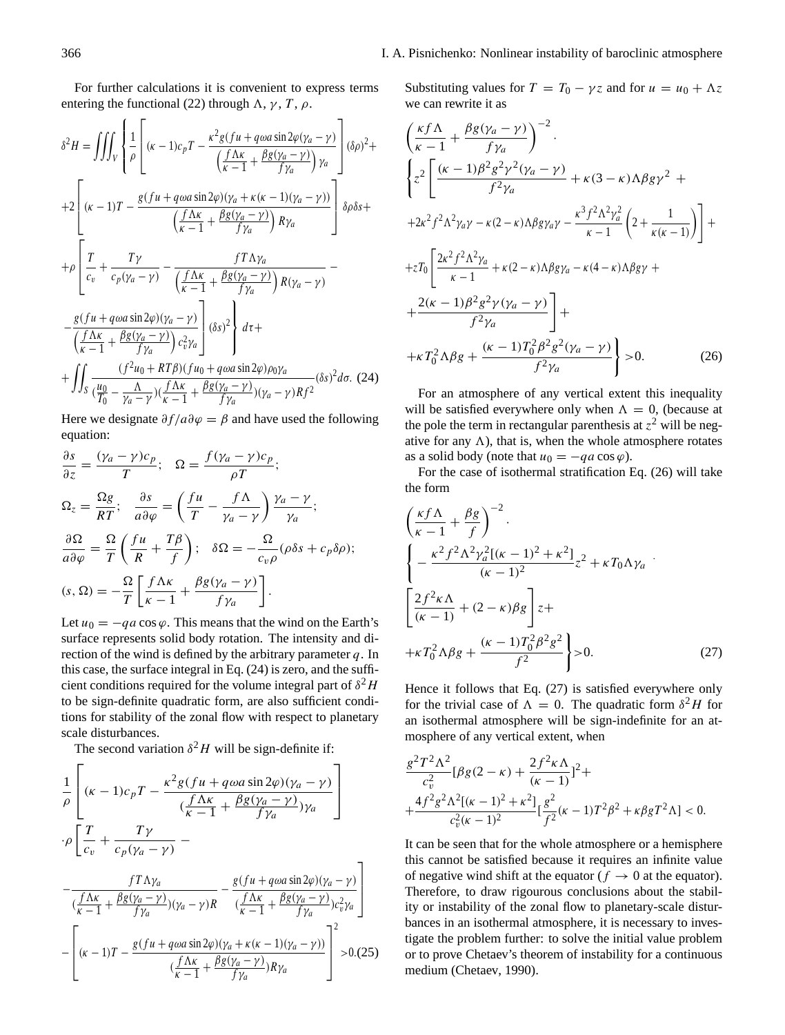For further calculations it is convenient to express terms entering the functional (22) through $\Lambda$, $\gamma$, $T$, $\rho$.

$$
\begin{aligned}
\delta^2 H = \iiint_V \Bigg\{ & \frac{1}{\rho}\left[ (\kappa-1)c_p T - \frac{\kappa^2 g(fu + q\omega a \sin 2\varphi)(\gamma_a - \gamma)}{\left(\frac{f\Lambda\kappa}{\kappa-1} + \frac{\beta g(\gamma_a-\gamma)}{f\gamma_a}\right)\gamma_a} \right](\delta\rho)^2 + \\
& +2\left[ (\kappa-1)T - \frac{g(fu + q\omega a \sin 2\varphi)(\gamma_a + \kappa(\kappa-1)(\gamma_a-\gamma))}{\left(\frac{f\Lambda\kappa}{\kappa-1} + \frac{\beta g(\gamma_a-\gamma)}{f\gamma_a}\right)R\gamma_a} \right]\delta\rho\delta s + \\
& +\rho\left[ \frac{T}{c_v} + \frac{T\gamma}{c_p(\gamma_a-\gamma)} - \frac{fT\Lambda\gamma_a}{\left(\frac{f\Lambda\kappa}{\kappa-1} + \frac{\beta g(\gamma_a-\gamma)}{f\gamma_a}\right)R(\gamma_a-\gamma)} - \right. \\
& \left. -\frac{g(fu + q\omega a \sin 2\varphi)(\gamma_a-\gamma)}{\left(\frac{f\Lambda\kappa}{\kappa-1} + \frac{\beta g(\gamma_a-\gamma)}{f\gamma_a}\right)c_v^2\gamma_a} \right](\delta s)^2 \Bigg\} d\tau + \\
& +\iint_S \frac{(f^2 u_0 + RT\beta)(fu_0 + q\omega a \sin 2\varphi)\rho_0\gamma_a}{\left(\frac{u_0}{T_0} - \frac{\Lambda}{\gamma_a-\gamma}\right)\left(\frac{f\Lambda\kappa}{\kappa-1} + \frac{\beta g(\gamma_a-\gamma)}{f\gamma_a}\right)(\gamma_a-\gamma)Rf^2}(\delta s)^2 d\sigma. \quad (24)
\end{aligned}
$$

Here we designate $\partial f / a\partial\varphi = \beta$ and have used the following equation:

$$
\frac{\partial s}{\partial z} = \frac{(\gamma_a-\gamma)c_p}{T}; \quad \Omega = \frac{f(\gamma_a-\gamma)c_p}{\rho T};
$$

$$
\Omega_z = \frac{\Omega g}{RT}; \quad \frac{\partial s}{a\partial\varphi} = \left(\frac{fu}{T} - \frac{f\Lambda}{\gamma_a-\gamma}\right)\frac{\gamma_a-\gamma}{\gamma_a};
$$

$$
\frac{\partial\Omega}{a\partial\varphi} = \frac{\Omega}{T}\left(\frac{fu}{R} + \frac{T\beta}{f}\right); \quad \delta\Omega = -\frac{\Omega}{c_v\rho}(\rho\delta s + c_p\delta\rho);
$$

$$
(s,\Omega) = -\frac{\Omega}{T}\left[\frac{f\Lambda\kappa}{\kappa-1} + \frac{\beta g(\gamma_a-\gamma)}{f\gamma_a}\right].
$$

Let $u_0 = -qa\cos\varphi$. This means that the wind on the Earth's surface represents solid body rotation. The intensity and direction of the wind is defined by the arbitrary parameter $q$. In this case, the surface integral in Eq. (24) is zero, and the sufficient conditions required for the volume integral part of $\delta^2 H$ to be sign-definite quadratic form, are also sufficient conditions for stability of the zonal flow with respect to planetary scale disturbances.

The second variation $\delta^2 H$ will be sign-definite if:

$$
\begin{aligned}
& \frac{1}{\rho}\left[ (\kappa-1)c_p T - \frac{\kappa^2 g(fu + q\omega a \sin 2\varphi)(\gamma_a-\gamma)}{(\frac{f\Lambda\kappa}{\kappa-1} + \frac{\beta g(\gamma_a-\gamma)}{f\gamma_a})\gamma_a} \right] \\
& \cdot\rho\left[ \frac{T}{c_v} + \frac{T\gamma}{c_p(\gamma_a-\gamma)} - \right. \\
& \left. -\frac{fT\Lambda\gamma_a}{(\frac{f\Lambda\kappa}{\kappa-1} + \frac{\beta g(\gamma_a-\gamma)}{f\gamma_a})(\gamma_a-\gamma)R} - \frac{g(fu + q\omega a \sin 2\varphi)(\gamma_a-\gamma)}{(\frac{f\Lambda\kappa}{\kappa-1} + \frac{\beta g(\gamma_a-\gamma)}{f\gamma_a})c_v^2\gamma_a} \right] \\
& -\left[ (\kappa-1)T - \frac{g(fu + q\omega a \sin 2\varphi)(\gamma_a + \kappa(\kappa-1)(\gamma_a-\gamma))}{(\frac{f\Lambda\kappa}{\kappa-1} + \frac{\beta g(\gamma_a-\gamma)}{f\gamma_a})R\gamma_a} \right]^2 > 0. \quad (25)
\end{aligned}
$$

Substituting values for $T = T_0 - \gamma z$ and for $u = u_0 + \Lambda z$ we can rewrite it as

$$
\begin{aligned}
& \left(\frac{\kappa f\Lambda}{\kappa-1} + \frac{\beta g(\gamma_a-\gamma)}{f\gamma_a}\right)^{-2} \cdot \\
& \Bigg\{ z^2\left[ \frac{(\kappa-1)\beta^2 g^2\gamma^2(\gamma_a-\gamma)}{f^2\gamma_a} + \kappa(3-\kappa)\Lambda\beta g\gamma^2 + \right. \\
& \left. +2\kappa^2 f^2\Lambda^2\gamma_a\gamma - \kappa(2-\kappa)\Lambda\beta g\gamma_a\gamma - \frac{\kappa^3 f^2\Lambda^2\gamma_a^2}{\kappa-1}\left(2 + \frac{1}{\kappa(\kappa-1)}\right) \right] + \\
& +zT_0\left[ \frac{2\kappa^2 f^2\Lambda^2\gamma_a}{\kappa-1} + \kappa(2-\kappa)\Lambda\beta g\gamma_a - \kappa(4-\kappa)\Lambda\beta g\gamma + \right. \\
& \left. +\frac{2(\kappa-1)\beta^2 g^2\gamma(\gamma_a-\gamma)}{f^2\gamma_a} \right] + \\
& +\kappa T_0^2\Lambda\beta g + \frac{(\kappa-1)T_0^2\beta^2 g^2(\gamma_a-\gamma)}{f^2\gamma_a} \Bigg\} > 0. \quad (26)
\end{aligned}
$$

For an atmosphere of any vertical extent this inequality will be satisfied everywhere only when $\Lambda = 0$, (because at the pole the term in rectangular parenthesis at $z^2$ will be negative for any $\Lambda$), that is, when the whole atmosphere rotates as a solid body (note that $u_0 = -qa\cos\varphi$).

For the case of isothermal stratification Eq. (26) will take the form

$$
\begin{aligned}
& \left(\frac{\kappa f\Lambda}{\kappa-1} + \frac{\beta g}{f}\right)^{-2} \cdot \\
& \Bigg\{ -\frac{\kappa^2 f^2\Lambda^2\gamma_a^2[(\kappa-1)^2 + \kappa^2]}{(\kappa-1)^2}z^2 + \kappa T_0\Lambda\gamma_a \cdot \\
& \left[\frac{2f^2\kappa\Lambda}{(\kappa-1)} + (2-\kappa)\beta g\right]z + \\
& +\kappa T_0^2\Lambda\beta g + \frac{(\kappa-1)T_0^2\beta^2 g^2}{f^2} \Bigg\} > 0. \quad (27)
\end{aligned}
$$

Hence it follows that Eq. (27) is satisfied everywhere only for the trivial case of $\Lambda = 0$. The quadratic form $\delta^2 H$ for an isothermal atmosphere will be sign-indefinite for an atmosphere of any vertical extent, when

$$
\begin{aligned}
& \frac{g^2 T^2\Lambda^2}{c_v^2}\left[\beta g(2-\kappa) + \frac{2f^2\kappa\Lambda}{(\kappa-1)}\right]^2 + \\
& +\frac{4f^2 g^2\Lambda^2[(\kappa-1)^2 + \kappa^2]}{c_v^2(\kappa-1)^2}\left[\frac{g^2}{f^2}(\kappa-1)T^2\beta^2 + \kappa\beta g T^2\Lambda\right] < 0.
\end{aligned}
$$

It can be seen that for the whole atmosphere or a hemisphere this cannot be satisfied because it requires an infinite value of negative wind shift at the equator ($f \to 0$ at the equator). Therefore, to draw rigorous conclusions about the stability or instability of the zonal flow to planetary-scale disturbances in an isothermal atmosphere, it is necessary to investigate the problem further: to solve the initial value problem or to prove Chetaev's theorem of instability for a continuous medium (Chetaev, 1990).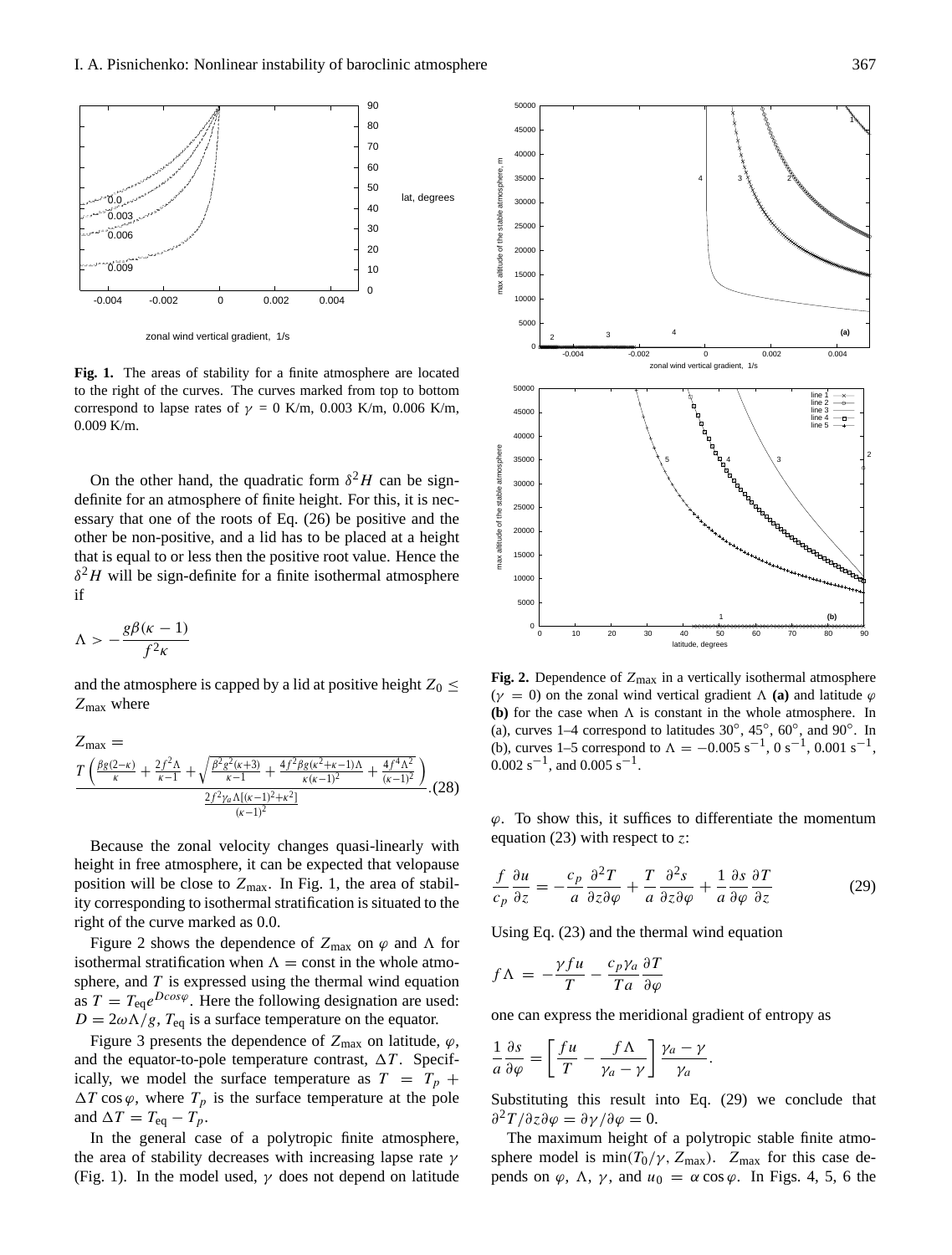**Fig. 1.** The areas of stability for a finite atmosphere are located to the right of the curves. The curves marked from top to bottom correspond to lapse rates of $\gamma = 0$ K/m, 0.003 K/m, 0.006 K/m, 0.009 K/m.

On the other hand, the quadratic form $\delta^2 H$ can be sign-definite for an atmosphere of finite height. For this, it is necessary that one of the roots of Eq. (26) be positive and the other be non-positive, and a lid has to be placed at a height that is equal to or less then the positive root value. Hence the $\delta^2 H$ will be sign-definite for a finite isothermal atmosphere if

$$\Lambda > -\frac{g\beta(\kappa-1)}{f^2\kappa}$$

and the atmosphere is capped by a lid at positive height $Z_0 \le Z_{\max}$ where

$$Z_{\max} = \frac{T\left(\frac{\beta g(2-\kappa)}{\kappa} + \frac{2f^2\Lambda}{\kappa-1} + \sqrt{\frac{\beta^2 g^2(\kappa+3)}{\kappa-1} + \frac{4f^2\beta g(\kappa^2+\kappa-1)\Lambda}{\kappa(\kappa-1)^2} + \frac{4f^4\Lambda^2}{(\kappa-1)^2}}\right)}{\frac{2f^2\gamma_a\Lambda[(\kappa-1)^2+\kappa^2]}{(\kappa-1)^2}}. \quad (28)$$

Because the zonal velocity changes quasi-linearly with height in free atmosphere, it can be expected that velopause position will be close to $Z_{\max}$. In Fig. 1, the area of stability corresponding to isothermal stratification is situated to the right of the curve marked as 0.0.

Figure 2 shows the dependence of $Z_{\max}$ on $\varphi$ and $\Lambda$ for isothermal stratification when $\Lambda = \text{const}$ in the whole atmosphere, and $T$ is expressed using the thermal wind equation as $T = T_{\text{eq}}e^{D\cos\varphi}$. Here the following designation are used: $D = 2\omega\Lambda/g$, $T_{\text{eq}}$ is a surface temperature on the equator.

Figure 3 presents the dependence of $Z_{\max}$ on latitude, $\varphi$, and the equator-to-pole temperature contrast, $\Delta T$. Specifically, we model the surface temperature as $T = T_p + \Delta T\cos\varphi$, where $T_p$ is the surface temperature at the pole and $\Delta T = T_{\text{eq}} - T_p$.

In the general case of a polytropic finite atmosphere, the area of stability decreases with increasing lapse rate $\gamma$ (Fig. 1). In the model used, $\gamma$ does not depend on latitude $\varphi$. To show this, it suffices to differentiate the momentum equation (23) with respect to $z$:

$$\frac{f}{c_p}\frac{\partial u}{\partial z} = -\frac{c_p}{a}\frac{\partial^2 T}{\partial z\partial\varphi} + \frac{T}{a}\frac{\partial^2 s}{\partial z\partial\varphi} + \frac{1}{a}\frac{\partial s}{\partial\varphi}\frac{\partial T}{\partial z} \quad (29)$$

Using Eq. (23) and the thermal wind equation

$$f\Lambda = -\frac{\gamma f u}{T} - \frac{c_p\gamma_a}{Ta}\frac{\partial T}{\partial\varphi}$$

one can express the meridional gradient of entropy as

$$\frac{1}{a}\frac{\partial s}{\partial\varphi} = \left[\frac{fu}{T} - \frac{f\Lambda}{\gamma_a-\gamma}\right]\frac{\gamma_a-\gamma}{\gamma_a}.$$

Substituting this result into Eq. (29) we conclude that $\partial^2 T/\partial z\partial\varphi = \partial\gamma/\partial\varphi = 0$.

The maximum height of a polytropic stable finite atmosphere model is $\min(T_0/\gamma, Z_{\max})$. $Z_{\max}$ for this case depends on $\varphi$, $\Lambda$, $\gamma$, and $u_0 = \alpha\cos\varphi$. In Figs. 4, 5, 6 the

**Fig. 2.** Dependence of $Z_{\max}$ in a vertically isothermal atmosphere ($\gamma = 0$) on the zonal wind vertical gradient $\Lambda$ **(a)** and latitude $\varphi$ **(b)** for the case when $\Lambda$ is constant in the whole atmosphere. In (a), curves 1–4 correspond to latitudes 30°, 45°, 60°, and 90°. In (b), curves 1–5 correspond to $\Lambda = -0.005$ s$^{-1}$, 0 s$^{-1}$, 0.001 s$^{-1}$, 0.002 s$^{-1}$, and 0.005 s$^{-1}$.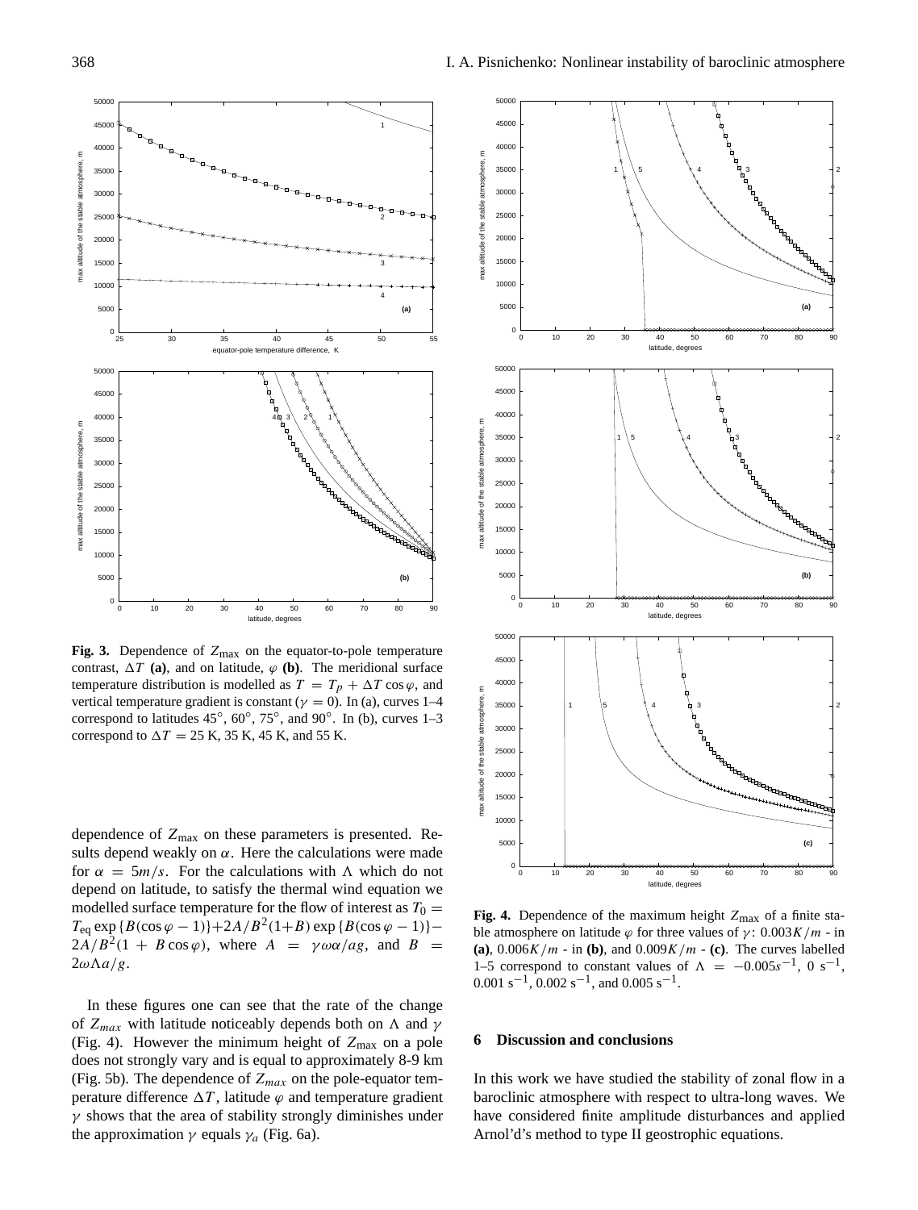**Fig. 3.** Dependence of $Z_{\max}$ on the equator-to-pole temperature contrast, $\Delta T$ **(a)**, and on latitude, $\varphi$ **(b)**. The meridional surface temperature distribution is modelled as $T = T_p + \Delta T \cos\varphi$, and vertical temperature gradient is constant ($\gamma = 0$). In (a), curves 1–4 correspond to latitudes 45°, 60°, 75°, and 90°. In (b), curves 1–3 correspond to $\Delta T = 25$ K, 35 K, 45 K, and 55 K.

**Fig. 4.** Dependence of the maximum height $Z_{\max}$ of a finite stable atmosphere on latitude $\varphi$ for three values of $\gamma$: $0.003K/m$ - in **(a)**, $0.006K/m$ - in **(b)**, and $0.009K/m$ - **(c)**. The curves labelled 1–5 correspond to constant values of $\Lambda = -0.005s^{-1}$, $0$ s$^{-1}$, $0.001$ s$^{-1}$, $0.002$ s$^{-1}$, and $0.005$ s$^{-1}$.

dependence of $Z_{\max}$ on these parameters is presented. Results depend weakly on $\alpha$. Here the calculations were made for $\alpha = 5m/s$. For the calculations with $\Lambda$ which do not depend on latitude, to satisfy the thermal wind equation we modelled surface temperature for the flow of interest as $T_0 = T_{\text{eq}} \exp\{B(\cos\varphi - 1)\} + 2A/B^2(1+B)\exp\{B(\cos\varphi - 1)\} - 2A/B^2(1 + B\cos\varphi)$, where $A = \gamma\omega\alpha/ag$, and $B = 2\omega\Lambda a/g$.

In these figures one can see that the rate of the change of $Z_{max}$ with latitude noticeably depends both on $\Lambda$ and $\gamma$ (Fig. 4). However the minimum height of $Z_{\max}$ on a pole does not strongly vary and is equal to approximately 8-9 km (Fig. 5b). The dependence of $Z_{max}$ on the pole-equator temperature difference $\Delta T$, latitude $\varphi$ and temperature gradient $\gamma$ shows that the area of stability strongly diminishes under the approximation $\gamma$ equals $\gamma_a$ (Fig. 6a).

## 6 Discussion and conclusions

In this work we have studied the stability of zonal flow in a baroclinic atmosphere with respect to ultra-long waves. We have considered finite amplitude disturbances and applied Arnol'd's method to type II geostrophic equations.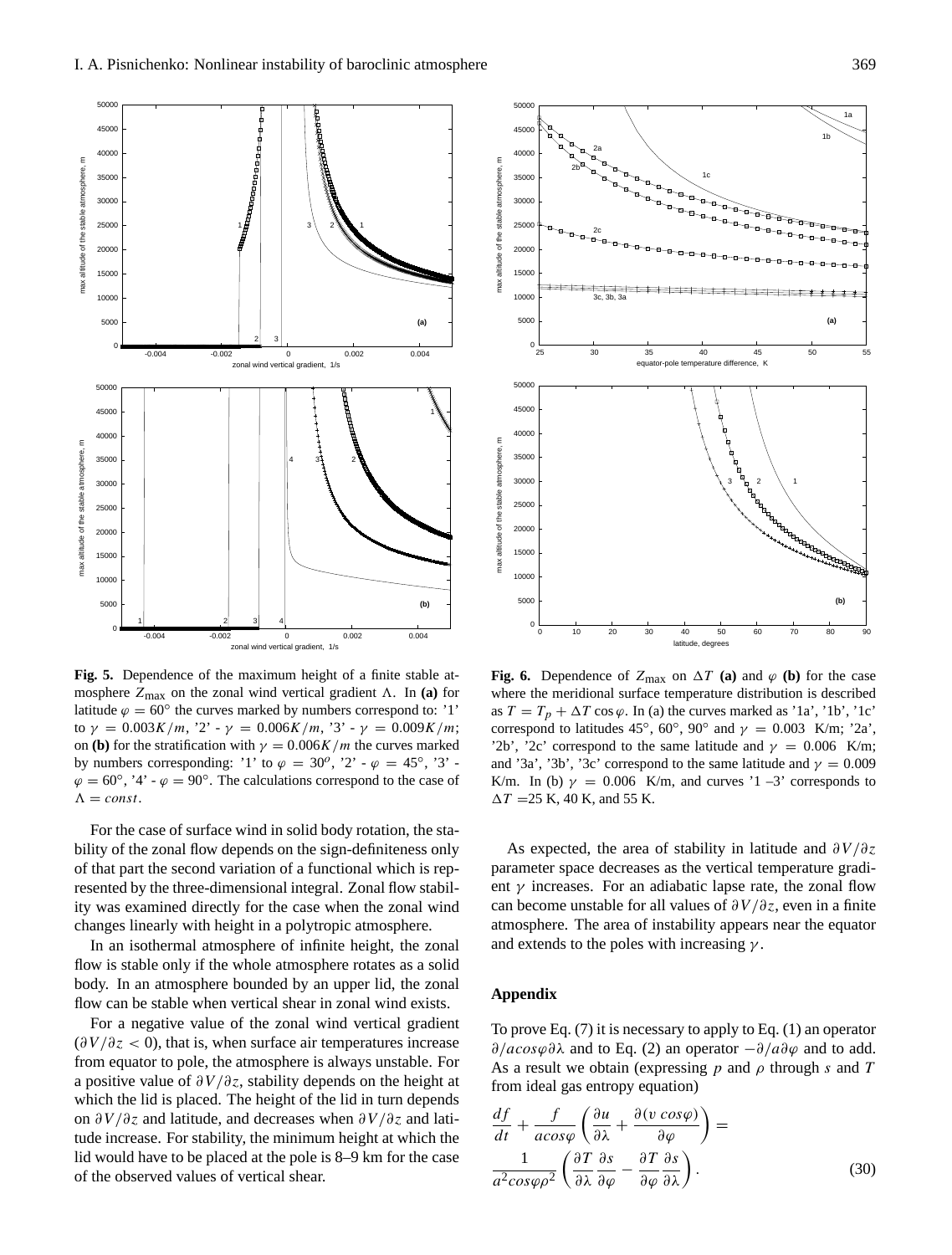**Fig. 5.** Dependence of the maximum height of a finite stable atmosphere $Z_{\max}$ on the zonal wind vertical gradient $\Lambda$. In **(a)** for latitude $\varphi = 60°$ the curves marked by numbers correspond to: '1' to $\gamma = 0.003 K/m$, '2' - $\gamma = 0.006 K/m$, '3' - $\gamma = 0.009 K/m$; on **(b)** for the stratification with $\gamma = 0.006 K/m$ the curves marked by numbers corresponding: '1' to $\varphi = 30^o$, '2' - $\varphi = 45°$, '3' - $\varphi = 60°$, '4' - $\varphi = 90°$. The calculations correspond to the case of $\Lambda = const$.

**Fig. 6.** Dependence of $Z_{\max}$ on $\Delta T$ **(a)** and $\varphi$ **(b)** for the case where the meridional surface temperature distribution is described as $T = T_p + \Delta T \cos\varphi$. In (a) the curves marked as '1a', '1b', '1c' correspond to latitudes 45°, 60°, 90° and $\gamma = 0.003$ K/m; '2a', '2b', '2c' correspond to the same latitude and $\gamma = 0.006$ K/m; and '3a', '3b', '3c' correspond to the same latitude and $\gamma = 0.009$ K/m. In (b) $\gamma = 0.006$ K/m, and curves '1 –3' corresponds to $\Delta T$ =25 K, 40 K, and 55 K.

For the case of surface wind in solid body rotation, the stability of the zonal flow depends on the sign-definiteness only of that part the second variation of a functional which is represented by the three-dimensional integral. Zonal flow stability was examined directly for the case when the zonal wind changes linearly with height in a polytropic atmosphere.

In an isothermal atmosphere of infinite height, the zonal flow is stable only if the whole atmosphere rotates as a solid body. In an atmosphere bounded by an upper lid, the zonal flow can be stable when vertical shear in zonal wind exists.

For a negative value of the zonal wind vertical gradient ($\partial V/\partial z < 0$), that is, when surface air temperatures increase from equator to pole, the atmosphere is always unstable. For a positive value of $\partial V/\partial z$, stability depends on the height at which the lid is placed. The height of the lid in turn depends on $\partial V/\partial z$ and latitude, and decreases when $\partial V/\partial z$ and latitude increase. For stability, the minimum height at which the lid would have to be placed at the pole is 8–9 km for the case of the observed values of vertical shear.

As expected, the area of stability in latitude and $\partial V/\partial z$ parameter space decreases as the vertical temperature gradient $\gamma$ increases. For an adiabatic lapse rate, the zonal flow can become unstable for all values of $\partial V/\partial z$, even in a finite atmosphere. The area of instability appears near the equator and extends to the poles with increasing $\gamma$.

## Appendix

To prove Eq. (7) it is necessary to apply to Eq. (1) an operator $\partial/acos\varphi\partial\lambda$ and to Eq. (2) an operator $-\partial/a\partial\varphi$ and to add. As a result we obtain (expressing $p$ and $\rho$ through $s$ and $T$ from ideal gas entropy equation)

$$\frac{df}{dt} + \frac{f}{acos\varphi}\left(\frac{\partial u}{\partial \lambda} + \frac{\partial(v\, cos\varphi)}{\partial \varphi}\right) = \frac{1}{a^2 cos\varphi \rho^2}\left(\frac{\partial T}{\partial \lambda}\frac{\partial s}{\partial \varphi} - \frac{\partial T}{\partial \varphi}\frac{\partial s}{\partial \lambda}\right). \tag{30}$$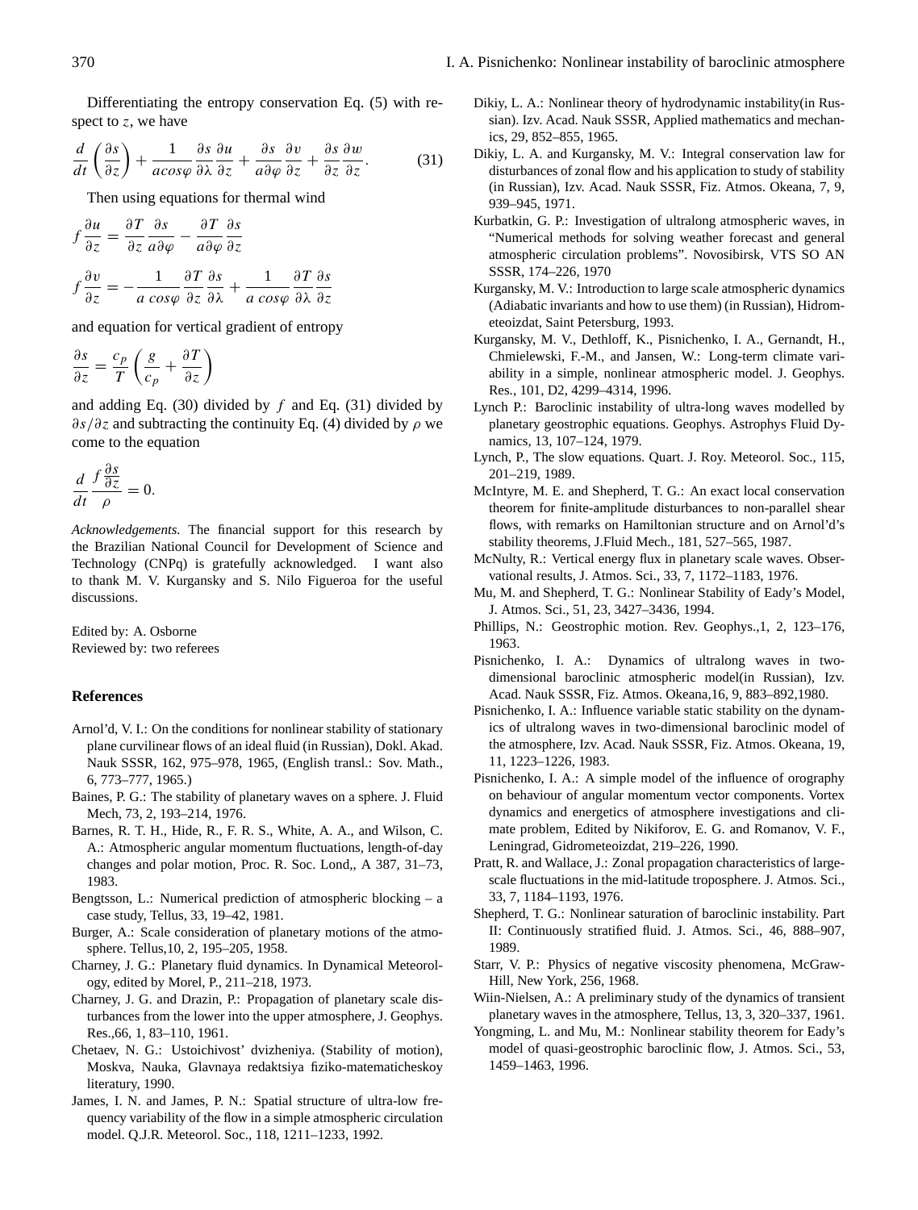Differentiating the entropy conservation Eq. (5) with respect to $z$, we have

$$\frac{d}{dt}\left(\frac{\partial s}{\partial z}\right)+\frac{1}{acos\varphi}\frac{\partial s}{\partial \lambda}\frac{\partial u}{\partial z}+\frac{\partial s}{a\partial \varphi}\frac{\partial v}{\partial z}+\frac{\partial s}{\partial z}\frac{\partial w}{\partial z}. \tag{31}$$

Then using equations for thermal wind

$$f\frac{\partial u}{\partial z}=\frac{\partial T}{\partial z}\frac{\partial s}{a\partial \varphi}-\frac{\partial T}{a\partial \varphi}\frac{\partial s}{\partial z}$$

$$f\frac{\partial v}{\partial z}=-\frac{1}{a\ cos\varphi}\frac{\partial T}{\partial z}\frac{\partial s}{\partial \lambda}+\frac{1}{a\ cos\varphi}\frac{\partial T}{\partial \lambda}\frac{\partial s}{\partial z}$$

and equation for vertical gradient of entropy

$$\frac{\partial s}{\partial z}=\frac{c_p}{T}\left(\frac{g}{c_p}+\frac{\partial T}{\partial z}\right)$$

and adding Eq. (30) divided by $f$ and Eq. (31) divided by $\partial s/\partial z$ and subtracting the continuity Eq. (4) divided by $\rho$ we come to the equation

$$\frac{d}{dt}\frac{f\frac{\partial s}{\partial z}}{\rho}=0.$$

*Acknowledgements.* The financial support for this research by the Brazilian National Council for Development of Science and Technology (CNPq) is gratefully acknowledged. I want also to thank M. V. Kurgansky and S. Nilo Figueroa for the useful discussions.

Edited by: A. Osborne
Reviewed by: two referees

## References

Arnol'd, V. I.: On the conditions for nonlinear stability of stationary plane curvilinear flows of an ideal fluid (in Russian), Dokl. Akad. Nauk SSSR, 162, 975–978, 1965, (English transl.: Sov. Math., 6, 773–777, 1965.)

Baines, P. G.: The stability of planetary waves on a sphere. J. Fluid Mech, 73, 2, 193–214, 1976.

Barnes, R. T. H., Hide, R., F. R. S., White, A. A., and Wilson, C. A.: Atmospheric angular momentum fluctuations, length-of-day changes and polar motion, Proc. R. Soc. Lond,, A 387, 31–73, 1983.

Bengtsson, L.: Numerical prediction of atmospheric blocking – a case study, Tellus, 33, 19–42, 1981.

Burger, A.: Scale consideration of planetary motions of the atmosphere. Tellus,10, 2, 195–205, 1958.

Charney, J. G.: Planetary fluid dynamics. In Dynamical Meteorology, edited by Morel, P., 211–218, 1973.

Charney, J. G. and Drazin, P.: Propagation of planetary scale disturbances from the lower into the upper atmosphere, J. Geophys. Res.,66, 1, 83–110, 1961.

Chetaev, N. G.: Ustoichivost' dvizheniya. (Stability of motion), Moskva, Nauka, Glavnaya redaktsiya fiziko-matematicheskoy literatury, 1990.

James, I. N. and James, P. N.: Spatial structure of ultra-low frequency variability of the flow in a simple atmospheric circulation model. Q.J.R. Meteorol. Soc., 118, 1211–1233, 1992.

Dikiy, L. A.: Nonlinear theory of hydrodynamic instability(in Russian). Izv. Acad. Nauk SSSR, Applied mathematics and mechanics, 29, 852–855, 1965.

Dikiy, L. A. and Kurgansky, M. V.: Integral conservation law for disturbances of zonal flow and his application to study of stability (in Russian), Izv. Acad. Nauk SSSR, Fiz. Atmos. Okeana, 7, 9, 939–945, 1971.

Kurbatkin, G. P.: Investigation of ultralong atmospheric waves, in "Numerical methods for solving weather forecast and general atmospheric circulation problems". Novosibirsk, VTS SO AN SSSR, 174–226, 1970

Kurgansky, M. V.: Introduction to large scale atmospheric dynamics (Adiabatic invariants and how to use them) (in Russian), Hidrometeoizdat, Saint Petersburg, 1993.

Kurgansky, M. V., Dethloff, K., Pisnichenko, I. A., Gernandt, H., Chmielewski, F.-M., and Jansen, W.: Long-term climate variability in a simple, nonlinear atmospheric model. J. Geophys. Res., 101, D2, 4299–4314, 1996.

Lynch P.: Baroclinic instability of ultra-long waves modelled by planetary geostrophic equations. Geophys. Astrophys Fluid Dynamics, 13, 107–124, 1979.

Lynch, P., The slow equations. Quart. J. Roy. Meteorol. Soc., 115, 201–219, 1989.

McIntyre, M. E. and Shepherd, T. G.: An exact local conservation theorem for finite-amplitude disturbances to non-parallel shear flows, with remarks on Hamiltonian structure and on Arnol'd's stability theorems, J.Fluid Mech., 181, 527–565, 1987.

McNulty, R.: Vertical energy flux in planetary scale waves. Observational results, J. Atmos. Sci., 33, 7, 1172–1183, 1976.

Mu, M. and Shepherd, T. G.: Nonlinear Stability of Eady's Model, J. Atmos. Sci., 51, 23, 3427–3436, 1994.

Phillips, N.: Geostrophic motion. Rev. Geophys.,1, 2, 123–176, 1963.

Pisnichenko, I. A.: Dynamics of ultralong waves in two-dimensional baroclinic atmospheric model(in Russian), Izv. Acad. Nauk SSSR, Fiz. Atmos. Okeana,16, 9, 883–892,1980.

Pisnichenko, I. A.: Influence variable static stability on the dynamics of ultralong waves in two-dimensional baroclinic model of the atmosphere, Izv. Acad. Nauk SSSR, Fiz. Atmos. Okeana, 19, 11, 1223–1226, 1983.

Pisnichenko, I. A.: A simple model of the influence of orography on behaviour of angular momentum vector components. Vortex dynamics and energetics of atmosphere investigations and climate problem, Edited by Nikiforov, E. G. and Romanov, V. F., Leningrad, Gidrometeoizdat, 219–226, 1990.

Pratt, R. and Wallace, J.: Zonal propagation characteristics of large-scale fluctuations in the mid-latitude troposphere. J. Atmos. Sci., 33, 7, 1184–1193, 1976.

Shepherd, T. G.: Nonlinear saturation of baroclinic instability. Part II: Continuously stratified fluid. J. Atmos. Sci., 46, 888–907, 1989.

Starr, V. P.: Physics of negative viscosity phenomena, McGraw-Hill, New York, 256, 1968.

Wiin-Nielsen, A.: A preliminary study of the dynamics of transient planetary waves in the atmosphere, Tellus, 13, 3, 320–337, 1961.

Yongming, L. and Mu, M.: Nonlinear stability theorem for Eady's model of quasi-geostrophic baroclinic flow, J. Atmos. Sci., 53, 1459–1463, 1996.